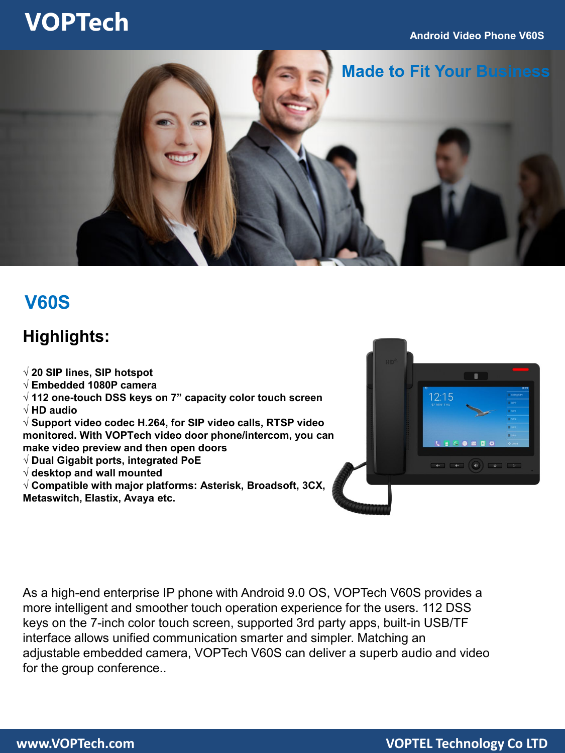# VOPTech

Android Video Phone V60S

Made to Fit Your Business

## V60S

### Highlights:

√ 20 SIP lines, SIP hotspot
√ Embedded 1080P camera
√ 112 one-touch DSS keys on 7" capacity color touch screen
√ HD audio
√ Support video codec H.264, for SIP video calls, RTSP video monitored. With VOPTech video door phone/intercom, you can make video preview and then open doors
√ Dual Gigabit ports, integrated PoE
√ desktop and wall mounted
√ Compatible with major platforms: Asterisk, Broadsoft, 3CX, Metaswitch, Elastix, Avaya etc.

As a high-end enterprise IP phone with Android 9.0 OS, VOPTech V60S provides a more intelligent and smoother touch operation experience for the users. 112 DSS keys on the 7-inch color touch screen, supported 3rd party apps, built-in USB/TF interface allows unified communication smarter and simpler. Matching an adjustable embedded camera, VOPTech V60S can deliver a superb audio and video for the group conference..

www.VOPTech.com VOPTEL Technology Co LTD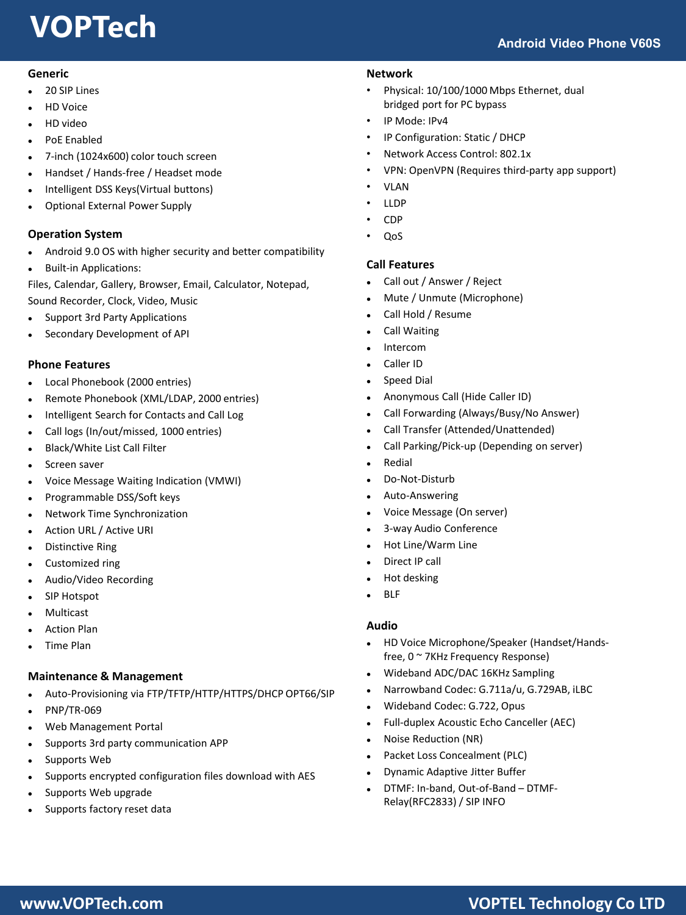## Generic

- 20 SIP Lines
- HD Voice
- HD video
- PoE Enabled
- 7-inch (1024x600) color touch screen
- Handset / Hands-free / Headset mode
- Intelligent DSS Keys(Virtual buttons)
- Optional External Power Supply

## Operation System

- Android 9.0 OS with higher security and better compatibility
- Built-in Applications:

Files, Calendar, Gallery, Browser, Email, Calculator, Notepad, Sound Recorder, Clock, Video, Music

- Support 3rd Party Applications
- Secondary Development of API

## Phone Features

- Local Phonebook (2000 entries)
- Remote Phonebook (XML/LDAP, 2000 entries)
- Intelligent Search for Contacts and Call Log
- Call logs (In/out/missed, 1000 entries)
- Black/White List Call Filter
- Screen saver
- Voice Message Waiting Indication (VMWI)
- Programmable DSS/Soft keys
- Network Time Synchronization
- Action URL / Active URI
- Distinctive Ring
- Customized ring
- Audio/Video Recording
- SIP Hotspot
- Multicast
- Action Plan
- Time Plan

## Maintenance & Management

- Auto-Provisioning via FTP/TFTP/HTTP/HTTPS/DHCP OPT66/SIP
- PNP/TR-069
- Web Management Portal
- Supports 3rd party communication APP
- Supports Web
- Supports encrypted configuration files download with AES
- Supports Web upgrade
- Supports factory reset data

## Network

- Physical: 10/100/1000 Mbps Ethernet, dual bridged port for PC bypass
- IP Mode: IPv4
- IP Configuration: Static / DHCP
- Network Access Control: 802.1x
- VPN: OpenVPN (Requires third-party app support)
- VLAN
- LLDP
- CDP
- QoS

## Call Features

- Call out / Answer / Reject
- Mute / Unmute (Microphone)
- Call Hold / Resume
- Call Waiting
- Intercom
- Caller ID
- Speed Dial
- Anonymous Call (Hide Caller ID)
- Call Forwarding (Always/Busy/No Answer)
- Call Transfer (Attended/Unattended)
- Call Parking/Pick-up (Depending on server)
- Redial
- Do-Not-Disturb
- Auto-Answering
- Voice Message (On server)
- 3-way Audio Conference
- Hot Line/Warm Line
- Direct IP call
- Hot desking
- BLF

## Audio

- HD Voice Microphone/Speaker (Handset/Hands-free, 0 ~ 7KHz Frequency Response)
- Wideband ADC/DAC 16KHz Sampling
- Narrowband Codec: G.711a/u, G.729AB, iLBC
- Wideband Codec: G.722, Opus
- Full-duplex Acoustic Echo Canceller (AEC)
- Noise Reduction (NR)
- Packet Loss Concealment (PLC)
- Dynamic Adaptive Jitter Buffer
- DTMF: In-band, Out-of-Band – DTMF-Relay(RFC2833) / SIP INFO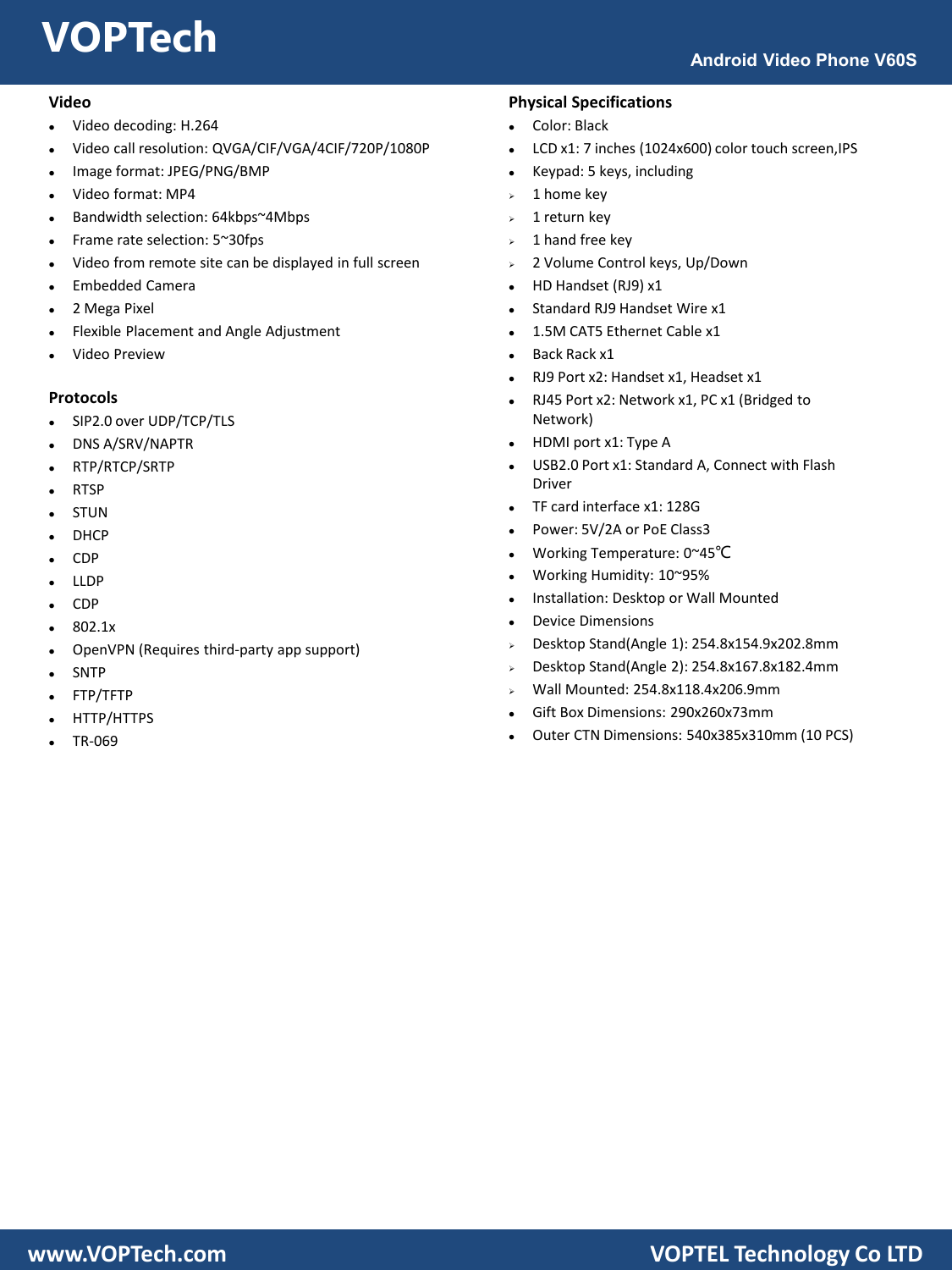## Video

- Video decoding: H.264
- Video call resolution: QVGA/CIF/VGA/4CIF/720P/1080P
- Image format: JPEG/PNG/BMP
- Video format: MP4
- Bandwidth selection: 64kbps~4Mbps
- Frame rate selection: 5~30fps
- Video from remote site can be displayed in full screen
- Embedded Camera
- 2 Mega Pixel
- Flexible Placement and Angle Adjustment
- Video Preview

## Protocols

- SIP2.0 over UDP/TCP/TLS
- DNS A/SRV/NAPTR
- RTP/RTCP/SRTP
- RTSP
- STUN
- DHCP
- CDP
- LLDP
- CDP
- 802.1x
- OpenVPN (Requires third-party app support)
- SNTP
- FTP/TFTP
- HTTP/HTTPS
- TR-069

## Physical Specifications

- Color: Black
- LCD x1: 7 inches (1024x600) color touch screen,IPS
- Keypad: 5 keys, including
  - 1 home key
  - 1 return key
  - 1 hand free key
  - 2 Volume Control keys, Up/Down
- HD Handset (RJ9) x1
- Standard RJ9 Handset Wire x1
- 1.5M CAT5 Ethernet Cable x1
- Back Rack x1
- RJ9 Port x2: Handset x1, Headset x1
- RJ45 Port x2: Network x1, PC x1 (Bridged to Network)
- HDMI port x1: Type A
- USB2.0 Port x1: Standard A, Connect with Flash Driver
- TF card interface x1: 128G
- Power: 5V/2A or PoE Class3
- Working Temperature: 0~45℃
- Working Humidity: 10~95%
- Installation: Desktop or Wall Mounted
- Device Dimensions
  - Desktop Stand(Angle 1): 254.8x154.9x202.8mm
  - Desktop Stand(Angle 2): 254.8x167.8x182.4mm
  - Wall Mounted: 254.8x118.4x206.9mm
- Gift Box Dimensions: 290x260x73mm
- Outer CTN Dimensions: 540x385x310mm (10 PCS)